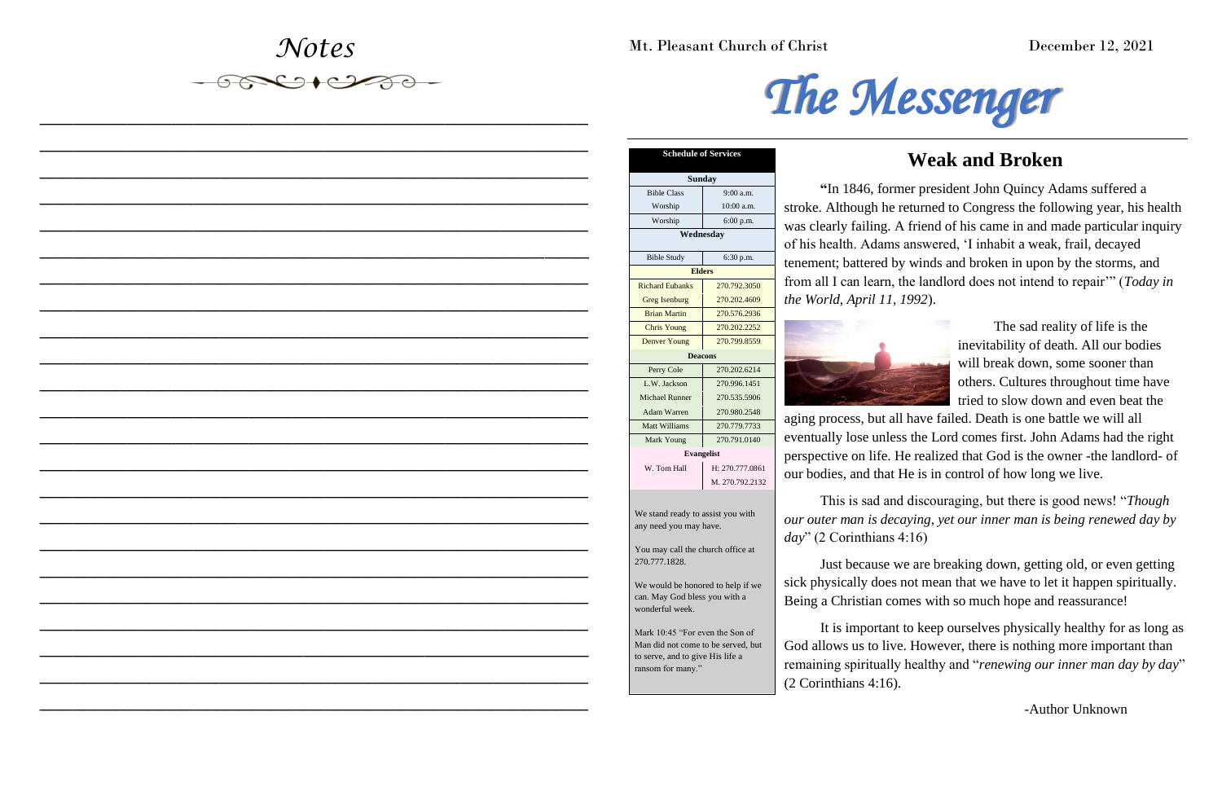# Notes

Mt. Pleasant Church of Christ

December 12, 2021

# The Messenger

| Schedule of Services | |
|---|---|
| **Sunday** | |
| Bible Class | 9:00 a.m. |
| Worship | 10:00 a.m. |
| Worship | 6:00 p.m. |
| **Wednesday** | |
| Bible Study | 6:30 p.m. |
| **Elders** | |
| Richard Eubanks | 270.792.3050 |
| Greg Isenburg | 270.202.4609 |
| Brian Martin | 270.576.2936 |
| Chris Young | 270.202.2252 |
| Denver Young | 270.799.8559 |
| **Deacons** | |
| Perry Cole | 270.202.6214 |
| L.W. Jackson | 270.996.1451 |
| Michael Runner | 270.535.5906 |
| Adam Warren | 270.980.2548 |
| Matt Williams | 270.779.7733 |
| Mark Young | 270.791.0140 |
| **Evangelist** | |
| W. Tom Hall | H: 270.777.0861 |
| | M. 270.792.2132 |

We stand ready to assist you with any need you may have.

You may call the church office at 270.777.1828.

We would be honored to help if we can. May God bless you with a wonderful week.

Mark 10:45 "For even the Son of Man did not come to be served, but to serve, and to give His life a ransom for many."

## Weak and Broken

**"**In 1846, former president John Quincy Adams suffered a stroke. Although he returned to Congress the following year, his health was clearly failing. A friend of his came in and made particular inquiry of his health. Adams answered, 'I inhabit a weak, frail, decayed tenement; battered by winds and broken in upon by the storms, and from all I can learn, the landlord does not intend to repair'" (*Today in the World, April 11, 1992*).

The sad reality of life is the inevitability of death. All our bodies will break down, some sooner than others. Cultures throughout time have tried to slow down and even beat the aging process, but all have failed. Death is one battle we will all eventually lose unless the Lord comes first. John Adams had the right perspective on life. He realized that God is the owner -the landlord- of our bodies, and that He is in control of how long we live.

This is sad and discouraging, but there is good news! "*Though our outer man is decaying, yet our inner man is being renewed day by day*" (2 Corinthians 4:16)

Just because we are breaking down, getting old, or even getting sick physically does not mean that we have to let it happen spiritually. Being a Christian comes with so much hope and reassurance!

It is important to keep ourselves physically healthy for as long as God allows us to live. However, there is nothing more important than remaining spiritually healthy and "*renewing our inner man day by day*" (2 Corinthians 4:16).

-Author Unknown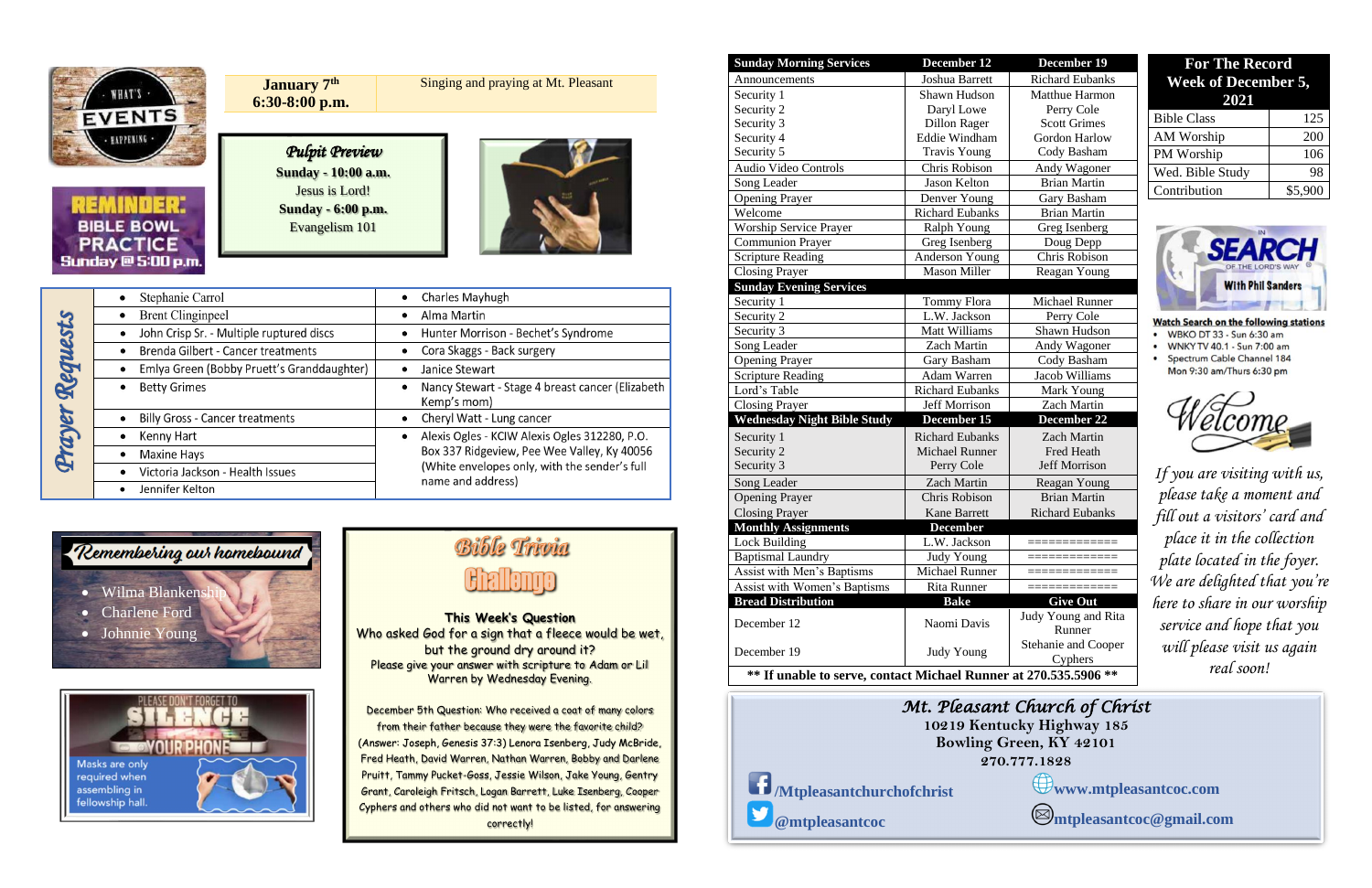WHAT'S EVENTS HAPPENING

| January 7th 6:30-8:00 p.m. | Singing and praying at Mt. Pleasant |
|---|---|

REMINDER: BIBLE BOWL PRACTICE Sunday @ 5:00 p.m.

### Pulpit Preview

**Sunday - 10:00 a.m.**
Jesus is Lord!
**Sunday - 6:00 p.m.**
Evangelism 101

## Prayer Requests

| | |
|---|---|
| • Stephanie Carrol | • Charles Mayhugh |
| • Brent Clingingpeel | • Alma Martin |
| • John Crisp Sr. - Multiple ruptured discs | • Hunter Morrison - Bechet's Syndrome |
| • Brenda Gilbert - Cancer treatments | • Cora Skaggs - Back surgery |
| • Emlya Green (Bobby Pruett's Granddaughter) | • Janice Stewart |
| • Betty Grimes | • Nancy Stewart - Stage 4 breast cancer (Elizabeth Kemp's mom) |
| • Billy Gross - Cancer treatments | • Cheryl Watt - Lung cancer |
| • Kenny Hart | • Alexis Ogles - KCIW Alexis Ogles 312280, P.O. Box 337 Ridgeview, Pee Wee Valley, Ky 40056 (White envelopes only, with the sender's full name and address) |
| • Maxine Hays | |
| • Victoria Jackson - Health Issues | |
| • Jennifer Kelton | |

### Remembering our homebound

- Wilma Blankenship
- Charlene Ford
- Johnnie Young

PLEASE DON'T FORGET TO SILENCE YOUR PHONE

Masks are only required when assembling in fellowship hall.

## Bible Trivia Challenge

**This Week's Question**

Who asked God for a sign that a fleece would be wet, but the ground dry around it?

Please give your answer with scripture to Adam or Lil Warren by Wednesday Evening.

December 5th Question: Who received a coat of many colors from their father because they were the favorite child? (Answer: Joseph, Genesis 37:3) Lenora Isenberg, Judy McBride, Fred Heath, David Warren, Nathan Warren, Bobby and Darlene Pruitt, Tammy Pucket-Goss, Jessie Wilson, Jake Young, Gentry Grant, Caroleigh Fritsch, Logan Barrett, Luke Isenberg, Cooper Cyphers and others who did not want to be listed, for answering correctly!

| Sunday Morning Services | December 12 | December 19 |
|---|---|---|
| Announcements | Joshua Barrett | Richard Eubanks |
| Security 1 | Shawn Hudson | Matthue Harmon |
| Security 2 | Daryl Lowe | Perry Cole |
| Security 3 | Dillon Rager | Scott Grimes |
| Security 4 | Eddie Windham | Gordon Harlow |
| Security 5 | Travis Young | Cody Basham |
| Audio Video Controls | Chris Robison | Andy Wagoner |
| Song Leader | Jason Kelton | Brian Martin |
| Opening Prayer | Denver Young | Gary Basham |
| Welcome | Richard Eubanks | Brian Martin |
| Worship Service Prayer | Ralph Young | Greg Isenberg |
| Communion Prayer | Greg Isenberg | Doug Depp |
| Scripture Reading | Anderson Young | Chris Robison |
| Closing Prayer | Mason Miller | Reagan Young |
| **Sunday Evening Services** | | |
| Security 1 | Tommy Flora | Michael Runner |
| Security 2 | L.W. Jackson | Perry Cole |
| Security 3 | Matt Williams | Shawn Hudson |
| Song Leader | Zach Martin | Andy Wagoner |
| Opening Prayer | Gary Basham | Cody Basham |
| Scripture Reading | Adam Warren | Jacob Williams |
| Lord's Table | Richard Eubanks | Mark Young |
| Closing Prayer | Jeff Morrison | Zach Martin |
| **Wednesday Night Bible Study** | **December 15** | **December 22** |
| Security 1 | Richard Eubanks | Zach Martin |
| Security 2 | Michael Runner | Fred Heath |
| Security 3 | Perry Cole | Jeff Morrison |
| Song Leader | Zach Martin | Reagan Young |
| Opening Prayer | Chris Robison | Brian Martin |
| Closing Prayer | Kane Barrett | Richard Eubanks |
| **Monthly Assignments** | **December** | |
| Lock Building | L.W. Jackson | ============ |
| Baptismal Laundry | Judy Young | ============ |
| Assist with Men's Baptisms | Michael Runner | ============ |
| Assist with Women's Baptisms | Rita Runner | ============ |
| **Bread Distribution** | **Bake** | **Give Out** |
| December 12 | Naomi Davis | Judy Young and Rita Runner |
| December 19 | Judy Young | Stehanie and Cooper Cyphers |

**** If unable to serve, contact Michael Runner at 270.535.5906 ****

| For The Record Week of December 5, 2021 | |
|---|---|
| Bible Class | 125 |
| AM Worship | 200 |
| PM Worship | 106 |
| Wed. Bible Study | 98 |
| Contribution | $5,900 |

IN SEARCH OF THE LORD'S WAY With Phil Sanders

**Watch Search on the following stations**

- WBKO DT 33 - Sun 6:30 am
- WNKY TV 40.1 - Sun 7:00 am
- Spectrum Cable Channel 184 Mon 9:30 am/Thurs 6:30 pm

## Welcome

*If you are visiting with us, please take a moment and fill out a visitors' card and place it in the collection plate located in the foyer. We are delighted that you're here to share in our worship service and hope that you will please visit us again real soon!*

## Mt. Pleasant Church of Christ

**10219 Kentucky Highway 185**
**Bowling Green, KY 42101**
**270.777.1828**

/Mtpleasantchurchofchrist

@mtpleasantcoc

www.mtpleasantcoc.com

mtpleasantcoc@gmail.com